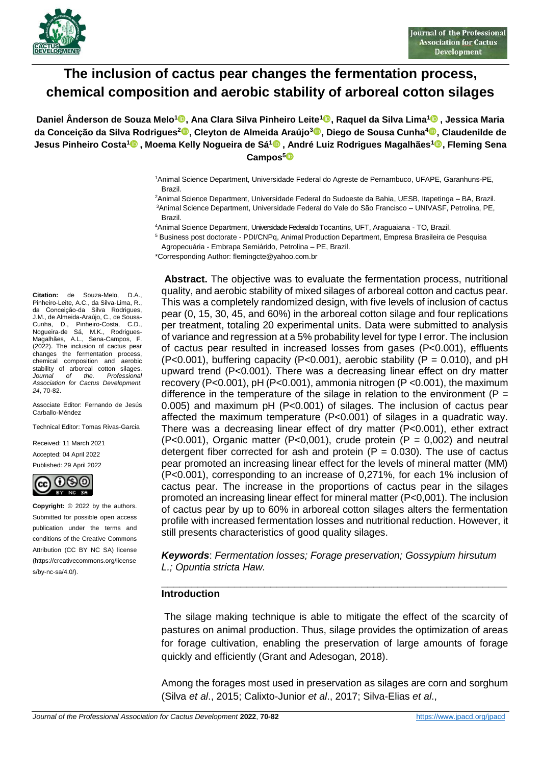# The inclusion of cactus pear changes the fermentation process, chemical composition and aerobic stability of arboreal cotton silages

**Daniel Ânderson de Souza Melo[1], Ana Clara Silva Pinheiro Leite[1], Raquel da Silva Lima[1], Jessica Maria da Conceição da Silva Rodrigues[2], Cleyton de Almeida Araújo[3], Diego de Sousa Cunha[4], Claudenilde de Jesus Pinheiro Costa[1], Moema Kelly Nogueira de Sá[1], André Luiz Rodrigues Magalhães[1], Fleming Sena Campos[5]**

[1]Animal Science Department, Universidade Federal do Agreste de Pernambuco, UFAPE, Garanhuns-PE, Brazil.

[2]Animal Science Department, Universidade Federal do Sudoeste da Bahia, UESB, Itapetinga – BA, Brazil.

[3]Animal Science Department, Universidade Federal do Vale do São Francisco – UNIVASF, Petrolina, PE, Brazil.

[4]Animal Science Department, Universidade Federal do Tocantins, UFT, Araguaiana - TO, Brazil.

[5] Business post doctorate - PDI/CNPq, Animal Production Department, Empresa Brasileira de Pesquisa Agropecuária - Embrapa Semiárido, Petrolina – PE, Brazil.

*Corresponding Author: flemingcte@yahoo.com.br

**Citation:** de Souza-Melo, D.A., Pinheiro-Leite, A.C., da Silva-Lima, R., da Conceição-da Silva Rodrigues, J.M., de Almeida-Araújo, C., de Sousa-Cunha, D., Pinheiro-Costa, C.D., Nogueira-de Sá, M.K., Rodrigues-Magalhães, A.L., Sena-Campos, F. (2022). The inclusion of cactus pear changes the fermentation process, chemical composition and aerobic stability of arboreal cotton silages. *Journal of the Professional Association for Cactus Development. 24*, 70-82.

Associate Editor: Fernando de Jesús Carballo-Méndez

Technical Editor: Tomas Rivas-Garcia

Received: 11 March 2021

Accepted: 04 April 2022

Published: 29 April 2022

**Copyright:** © 2022 by the authors. Submitted for possible open access publication under the terms and conditions of the Creative Commons Attribution (CC BY NC SA) license (https://creativecommons.org/licenses/by-nc-sa/4.0/).

**Abstract.** The objective was to evaluate the fermentation process, nutritional quality, and aerobic stability of mixed silages of arboreal cotton and cactus pear. This was a completely randomized design, with five levels of inclusion of cactus pear (0, 15, 30, 45, and 60%) in the arboreal cotton silage and four replications per treatment, totaling 20 experimental units. Data were submitted to analysis of variance and regression at a 5% probability level for type I error. The inclusion of cactus pear resulted in increased losses from gases ($P<0.001$), effluents ($P<0.001$), buffering capacity ($P<0.001$), aerobic stability ($P = 0.010$), and pH upward trend ($P<0.001$). There was a decreasing linear effect on dry matter recovery ($P<0.001$), pH ($P<0.001$), ammonia nitrogen ($P <0.001$), the maximum difference in the temperature of the silage in relation to the environment ($P = 0.005$) and maximum pH ($P<0.001$) of silages. The inclusion of cactus pear affected the maximum temperature ($P<0.001$) of silages in a quadratic way. There was a decreasing linear effect of dry matter ($P<0.001$), ether extract ($P<0.001$), Organic matter ($P<0{,}001$), crude protein ($P = 0{,}002$) and neutral detergent fiber corrected for ash and protein ($P = 0.030$). The use of cactus pear promoted an increasing linear effect for the levels of mineral matter (MM) ($P<0.001$), corresponding to an increase of 0,271%, for each 1% inclusion of cactus pear. The increase in the proportions of cactus pear in the silages promoted an increasing linear effect for mineral matter ($P<0{,}001$). The inclusion of cactus pear by up to 60% in arboreal cotton silages alters the fermentation profile with increased fermentation losses and nutritional reduction. However, it still presents characteristics of good quality silages.

***Keywords***: *Fermentation losses; Forage preservation; Gossypium hirsutum L.; Opuntia stricta Haw.*

## Introduction

The silage making technique is able to mitigate the effect of the scarcity of pastures on animal production. Thus, silage provides the optimization of areas for forage cultivation, enabling the preservation of large amounts of forage quickly and efficiently (Grant and Adesogan, 2018).

Among the forages most used in preservation as silages are corn and sorghum (Silva *et al*., 2015; Calixto-Junior *et al*., 2017; Silva-Elias *et al*.,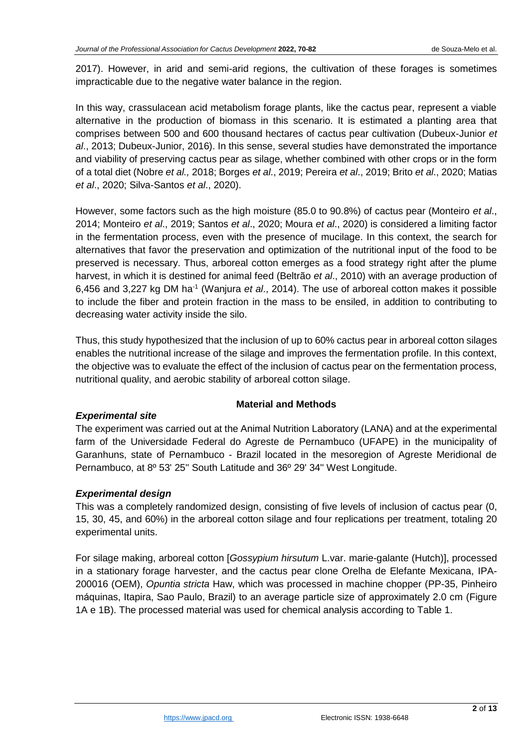2017). However, in arid and semi-arid regions, the cultivation of these forages is sometimes impracticable due to the negative water balance in the region.

In this way, crassulacean acid metabolism forage plants, like the cactus pear, represent a viable alternative in the production of biomass in this scenario. It is estimated a planting area that comprises between 500 and 600 thousand hectares of cactus pear cultivation (Dubeux-Junior *et al*., 2013; Dubeux-Junior, 2016). In this sense, several studies have demonstrated the importance and viability of preserving cactus pear as silage, whether combined with other crops or in the form of a total diet (Nobre *et al.,* 2018; Borges *et al*., 2019; Pereira *et al*., 2019; Brito *et al*., 2020; Matias *et al*., 2020; Silva-Santos *et al*., 2020).

However, some factors such as the high moisture (85.0 to 90.8%) of cactus pear (Monteiro *et al*., 2014; Monteiro *et al*., 2019; Santos *et al*., 2020; Moura *et al*., 2020) is considered a limiting factor in the fermentation process, even with the presence of mucilage. In this context, the search for alternatives that favor the preservation and optimization of the nutritional input of the food to be preserved is necessary. Thus, arboreal cotton emerges as a food strategy right after the plume harvest, in which it is destined for animal feed (Beltrão *et al*., 2010) with an average production of 6,456 and 3,227 kg DM ha$^{-1}$ (Wanjura *et al*., 2014). The use of arboreal cotton makes it possible to include the fiber and protein fraction in the mass to be ensiled, in addition to contributing to decreasing water activity inside the silo.

Thus, this study hypothesized that the inclusion of up to 60% cactus pear in arboreal cotton silages enables the nutritional increase of the silage and improves the fermentation profile. In this context, the objective was to evaluate the effect of the inclusion of cactus pear on the fermentation process, nutritional quality, and aerobic stability of arboreal cotton silage.

## Material and Methods

### *Experimental site*

The experiment was carried out at the Animal Nutrition Laboratory (LANA) and at the experimental farm of the Universidade Federal do Agreste de Pernambuco (UFAPE) in the municipality of Garanhuns, state of Pernambuco - Brazil located in the mesoregion of Agreste Meridional de Pernambuco, at 8º 53' 25'' South Latitude and 36º 29' 34'' West Longitude.

### *Experimental design*

This was a completely randomized design, consisting of five levels of inclusion of cactus pear (0, 15, 30, 45, and 60%) in the arboreal cotton silage and four replications per treatment, totaling 20 experimental units.

For silage making, arboreal cotton [*Gossypium hirsutum* L.var. marie-galante (Hutch)], processed in a stationary forage harvester, and the cactus pear clone Orelha de Elefante Mexicana, IPA-200016 (OEM), *Opuntia stricta* Haw, which was processed in machine chopper (PP-35, Pinheiro máquinas, Itapira, Sao Paulo, Brazil) to an average particle size of approximately 2.0 cm (Figure 1A e 1B). The processed material was used for chemical analysis according to Table 1.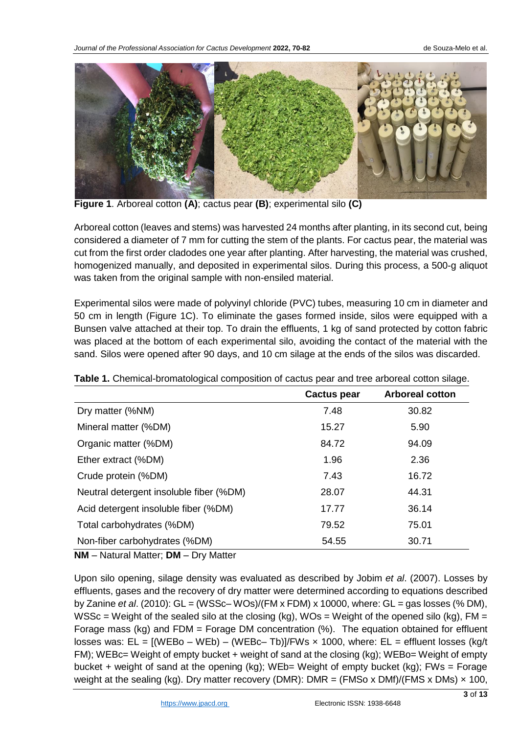**Figure 1**. Arboreal cotton **(A)**; cactus pear **(B)**; experimental silo **(C)**

Arboreal cotton (leaves and stems) was harvested 24 months after planting, in its second cut, being considered a diameter of 7 mm for cutting the stem of the plants. For cactus pear, the material was cut from the first order cladodes one year after planting. After harvesting, the material was crushed, homogenized manually, and deposited in experimental silos. During this process, a 500-g aliquot was taken from the original sample with non-ensiled material.

Experimental silos were made of polyvinyl chloride (PVC) tubes, measuring 10 cm in diameter and 50 cm in length (Figure 1C). To eliminate the gases formed inside, silos were equipped with a Bunsen valve attached at their top. To drain the effluents, 1 kg of sand protected by cotton fabric was placed at the bottom of each experimental silo, avoiding the contact of the material with the sand. Silos were opened after 90 days, and 10 cm silage at the ends of the silos was discarded.

**Table 1.** Chemical-bromatological composition of cactus pear and tree arboreal cotton silage.

| | Cactus pear | Arboreal cotton |
|---|---|---|
| Dry matter (%NM) | 7.48 | 30.82 |
| Mineral matter (%DM) | 15.27 | 5.90 |
| Organic matter (%DM) | 84.72 | 94.09 |
| Ether extract (%DM) | 1.96 | 2.36 |
| Crude protein (%DM) | 7.43 | 16.72 |
| Neutral detergent insoluble fiber (%DM) | 28.07 | 44.31 |
| Acid detergent insoluble fiber (%DM) | 17.77 | 36.14 |
| Total carbohydrates (%DM) | 79.52 | 75.01 |
| Non-fiber carbohydrates (%DM) | 54.55 | 30.71 |

**NM** – Natural Matter; **DM** – Dry Matter

Upon silo opening, silage density was evaluated as described by Jobim *et al*. (2007). Losses by effluents, gases and the recovery of dry matter were determined according to equations described by Zanine *et al*. (2010): $GL = (WSSc - WOs)/(FM \times FDM) \times 10000$, where: GL = gas losses (% DM), WSSc = Weight of the sealed silo at the closing (kg), WOs = Weight of the opened silo (kg), FM = Forage mass (kg) and FDM = Forage DM concentration (%). The equation obtained for effluent losses was: $EL = [(WEBo - WEb) - (WEBc - Tb)]/FWs \times 1000$, where: EL = effluent losses (kg/t FM); WEBc= Weight of empty bucket + weight of sand at the closing (kg); WEBo= Weight of empty bucket + weight of sand at the opening (kg); WEb= Weight of empty bucket (kg); FWs = Forage weight at the sealing (kg). Dry matter recovery (DMR): $DMR = (FMSo \times DMf)/(FMS \times DMs) \times 100$,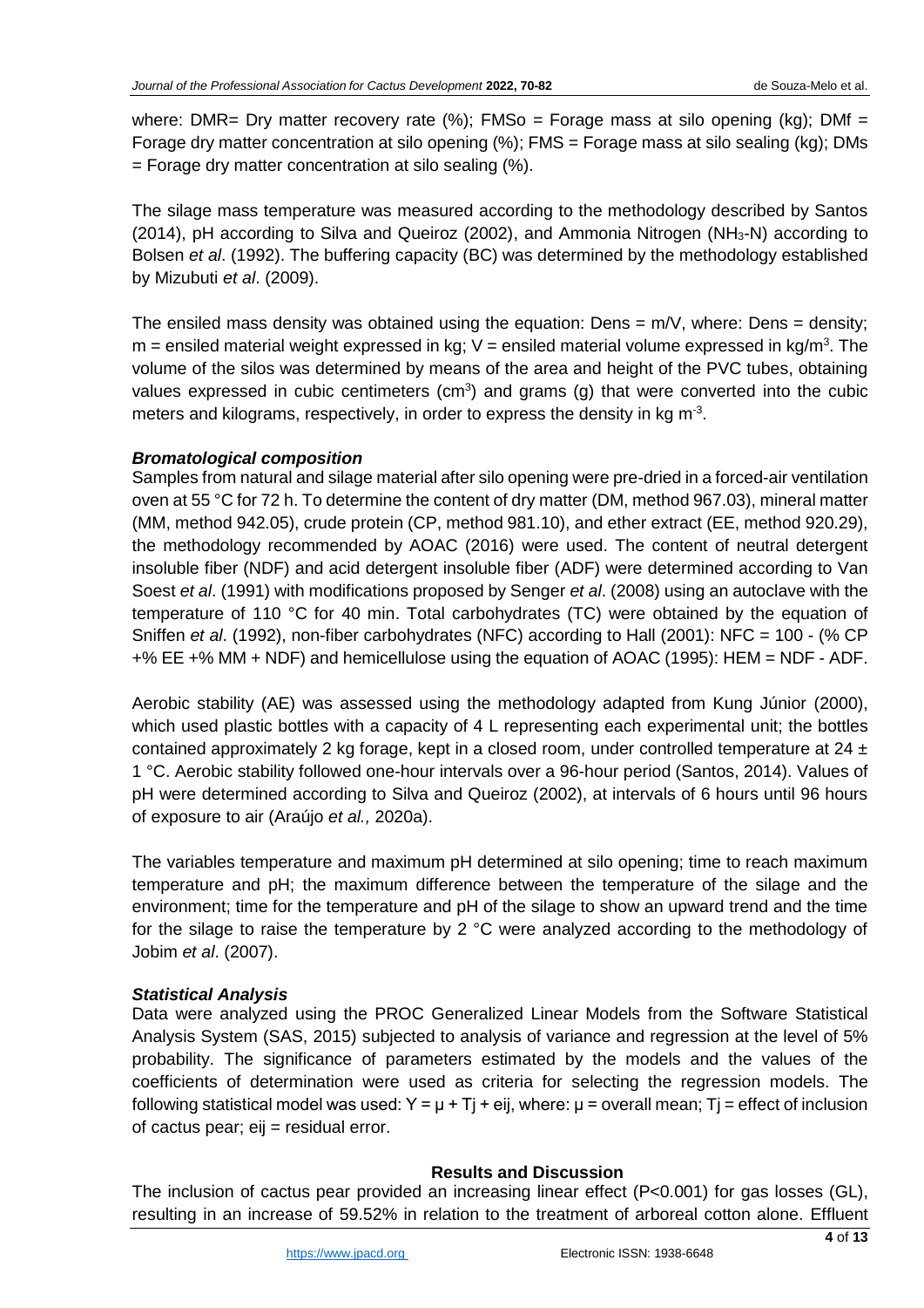where: DMR= Dry matter recovery rate (%); FMSo = Forage mass at silo opening (kg); DMf = Forage dry matter concentration at silo opening (%); FMS = Forage mass at silo sealing (kg); DMs = Forage dry matter concentration at silo sealing (%).

The silage mass temperature was measured according to the methodology described by Santos (2014), pH according to Silva and Queiroz (2002), and Ammonia Nitrogen ($NH_3$-N) according to Bolsen *et al*. (1992). The buffering capacity (BC) was determined by the methodology established by Mizubuti *et al*. (2009).

The ensiled mass density was obtained using the equation: Dens = m/V, where: Dens = density; m = ensiled material weight expressed in kg; V = ensiled material volume expressed in kg/m$^3$. The volume of the silos was determined by means of the area and height of the PVC tubes, obtaining values expressed in cubic centimeters (cm$^3$) and grams (g) that were converted into the cubic meters and kilograms, respectively, in order to express the density in kg m$^{-3}$.

### *Bromatological composition*

Samples from natural and silage material after silo opening were pre-dried in a forced-air ventilation oven at 55 °C for 72 h. To determine the content of dry matter (DM, method 967.03), mineral matter (MM, method 942.05), crude protein (CP, method 981.10), and ether extract (EE, method 920.29), the methodology recommended by AOAC (2016) were used. The content of neutral detergent insoluble fiber (NDF) and acid detergent insoluble fiber (ADF) were determined according to Van Soest *et al*. (1991) with modifications proposed by Senger *et al*. (2008) using an autoclave with the temperature of 110 °C for 40 min. Total carbohydrates (TC) were obtained by the equation of Sniffen *et al*. (1992), non-fiber carbohydrates (NFC) according to Hall (2001): NFC = 100 - (% CP +% EE +% MM + NDF) and hemicellulose using the equation of AOAC (1995): HEM = NDF - ADF.

Aerobic stability (AE) was assessed using the methodology adapted from Kung Júnior (2000), which used plastic bottles with a capacity of 4 L representing each experimental unit; the bottles contained approximately 2 kg forage, kept in a closed room, under controlled temperature at 24 ± 1 °C. Aerobic stability followed one-hour intervals over a 96-hour period (Santos, 2014). Values of pH were determined according to Silva and Queiroz (2002), at intervals of 6 hours until 96 hours of exposure to air (Araújo *et al.,* 2020a).

The variables temperature and maximum pH determined at silo opening; time to reach maximum temperature and pH; the maximum difference between the temperature of the silage and the environment; time for the temperature and pH of the silage to show an upward trend and the time for the silage to raise the temperature by 2 °C were analyzed according to the methodology of Jobim *et al*. (2007).

### *Statistical Analysis*

Data were analyzed using the PROC Generalized Linear Models from the Software Statistical Analysis System (SAS, 2015) subjected to analysis of variance and regression at the level of 5% probability. The significance of parameters estimated by the models and the values of the coefficients of determination were used as criteria for selecting the regression models. The following statistical model was used: $Y = \mu + T_j + e_{ij}$, where: $\mu$ = overall mean; $T_j$ = effect of inclusion of cactus pear; $e_{ij}$ = residual error.

## Results and Discussion

The inclusion of cactus pear provided an increasing linear effect ($P<0.001$) for gas losses (GL), resulting in an increase of 59.52% in relation to the treatment of arboreal cotton alone. Effluent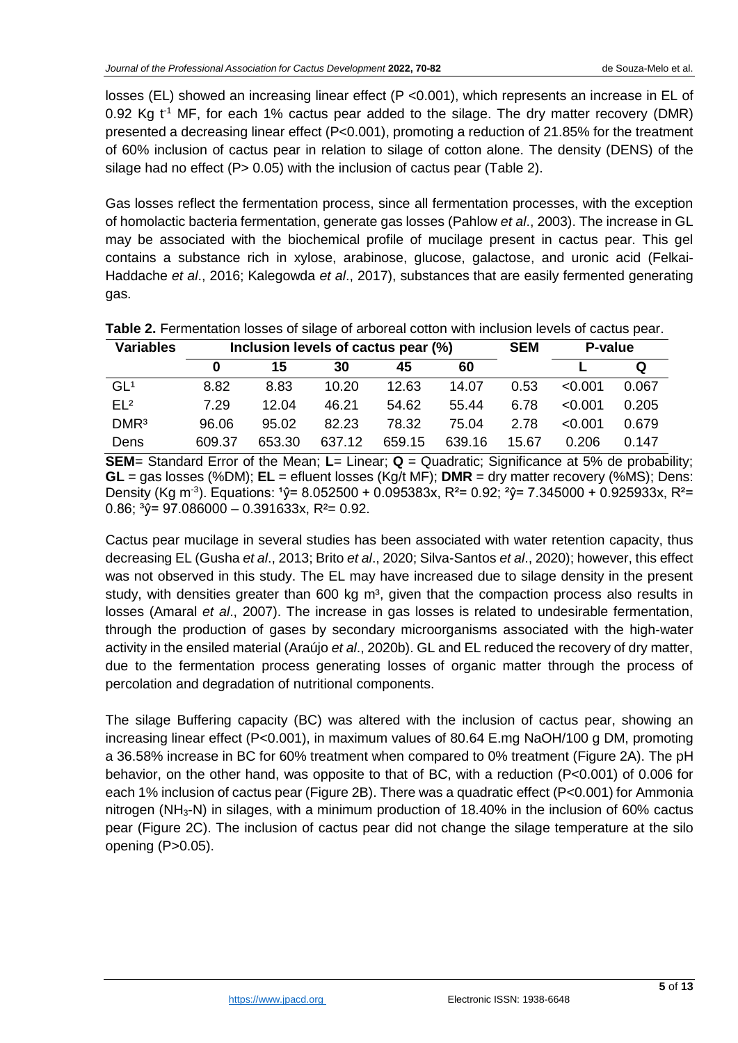losses (EL) showed an increasing linear effect (P <0.001), which represents an increase in EL of 0.92 Kg $t^{-1}$ MF, for each 1% cactus pear added to the silage. The dry matter recovery (DMR) presented a decreasing linear effect (P<0.001), promoting a reduction of 21.85% for the treatment of 60% inclusion of cactus pear in relation to silage of cotton alone. The density (DENS) of the silage had no effect (P> 0.05) with the inclusion of cactus pear (Table 2).

Gas losses reflect the fermentation process, since all fermentation processes, with the exception of homolactic bacteria fermentation, generate gas losses (Pahlow *et al*., 2003). The increase in GL may be associated with the biochemical profile of mucilage present in cactus pear. This gel contains a substance rich in xylose, arabinose, glucose, galactose, and uronic acid (Felkai-Haddache *et al*., 2016; Kalegowda *et al*., 2017), substances that are easily fermented generating gas.

**Table 2.** Fermentation losses of silage of arboreal cotton with inclusion levels of cactus pear.

| Variables | Inclusion levels of cactus pear (%) | | | | | SEM | P-value | |
|---|---|---|---|---|---|---|---|---|
| | 0 | 15 | 30 | 45 | 60 | | L | Q |
| GL[1] | 8.82 | 8.83 | 10.20 | 12.63 | 14.07 | 0.53 | <0.001 | 0.067 |
| EL[2] | 7.29 | 12.04 | 46.21 | 54.62 | 55.44 | 6.78 | <0.001 | 0.205 |
| DMR[3] | 96.06 | 95.02 | 82.23 | 78.32 | 75.04 | 2.78 | <0.001 | 0.679 |
| Dens | 609.37 | 653.30 | 637.12 | 659.15 | 639.16 | 15.67 | 0.206 | 0.147 |

**SEM**= Standard Error of the Mean; **L**= Linear; **Q** = Quadratic; Significance at 5% de probability; **GL** = gas losses (%DM); **EL** = efluent losses (Kg/t MF); **DMR** = dry matter recovery (%MS); Dens: Density (Kg $m^{-3}$). Equations: [1]$\hat{y}$= 8.052500 + 0.095383x, $R^2$= 0.92; [2]$\hat{y}$= 7.345000 + 0.925933x, $R^2$= 0.86; [3]$\hat{y}$= 97.086000 – 0.391633x, $R^2$= 0.92.

Cactus pear mucilage in several studies has been associated with water retention capacity, thus decreasing EL (Gusha *et al*., 2013; Brito *et al*., 2020; Silva-Santos *et al*., 2020); however, this effect was not observed in this study. The EL may have increased due to silage density in the present study, with densities greater than 600 kg $m^3$, given that the compaction process also results in losses (Amaral *et al*., 2007). The increase in gas losses is related to undesirable fermentation, through the production of gases by secondary microorganisms associated with the high-water activity in the ensiled material (Araújo *et al*., 2020b). GL and EL reduced the recovery of dry matter, due to the fermentation process generating losses of organic matter through the process of percolation and degradation of nutritional components.

The silage Buffering capacity (BC) was altered with the inclusion of cactus pear, showing an increasing linear effect (P<0.001), in maximum values of 80.64 E.mg NaOH/100 g DM, promoting a 36.58% increase in BC for 60% treatment when compared to 0% treatment (Figure 2A). The pH behavior, on the other hand, was opposite to that of BC, with a reduction (P<0.001) of 0.006 for each 1% inclusion of cactus pear (Figure 2B). There was a quadratic effect (P<0.001) for Ammonia nitrogen ($NH_3$-N) in silages, with a minimum production of 18.40% in the inclusion of 60% cactus pear (Figure 2C). The inclusion of cactus pear did not change the silage temperature at the silo opening (P>0.05).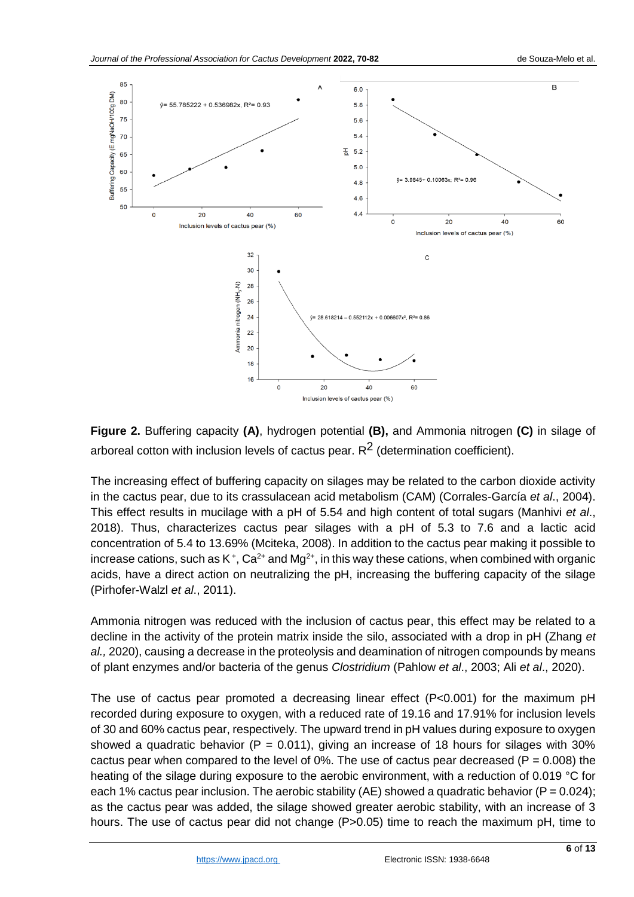**Figure 2.** Buffering capacity **(A)**, hydrogen potential **(B),** and Ammonia nitrogen **(C)** in silage of arboreal cotton with inclusion levels of cactus pear. $R^2$ (determination coefficient).

The increasing effect of buffering capacity on silages may be related to the carbon dioxide activity in the cactus pear, due to its crassulacean acid metabolism (CAM) (Corrales-García *et al*., 2004). This effect results in mucilage with a pH of 5.54 and high content of total sugars (Manhivi *et al*., 2018). Thus, characterizes cactus pear silages with a pH of 5.3 to 7.6 and a lactic acid concentration of 5.4 to 13.69% (Mciteka, 2008). In addition to the cactus pear making it possible to increase cations, such as $K^+$, $Ca^{2+}$ and $Mg^{2+}$, in this way these cations, when combined with organic acids, have a direct action on neutralizing the pH, increasing the buffering capacity of the silage (Pirhofer-Walzl *et al*., 2011).

Ammonia nitrogen was reduced with the inclusion of cactus pear, this effect may be related to a decline in the activity of the protein matrix inside the silo, associated with a drop in pH (Zhang *et al.,* 2020), causing a decrease in the proteolysis and deamination of nitrogen compounds by means of plant enzymes and/or bacteria of the genus *Clostridium* (Pahlow *et al*., 2003; Ali *et al*., 2020).

The use of cactus pear promoted a decreasing linear effect ($P<0.001$) for the maximum pH recorded during exposure to oxygen, with a reduced rate of 19.16 and 17.91% for inclusion levels of 30 and 60% cactus pear, respectively. The upward trend in pH values during exposure to oxygen showed a quadratic behavior ($P = 0.011$), giving an increase of 18 hours for silages with 30% cactus pear when compared to the level of 0%. The use of cactus pear decreased ($P = 0.008$) the heating of the silage during exposure to the aerobic environment, with a reduction of 0.019 °C for each 1% cactus pear inclusion. The aerobic stability (AE) showed a quadratic behavior ($P = 0.024$); as the cactus pear was added, the silage showed greater aerobic stability, with an increase of 3 hours. The use of cactus pear did not change ($P>0.05$) time to reach the maximum pH, time to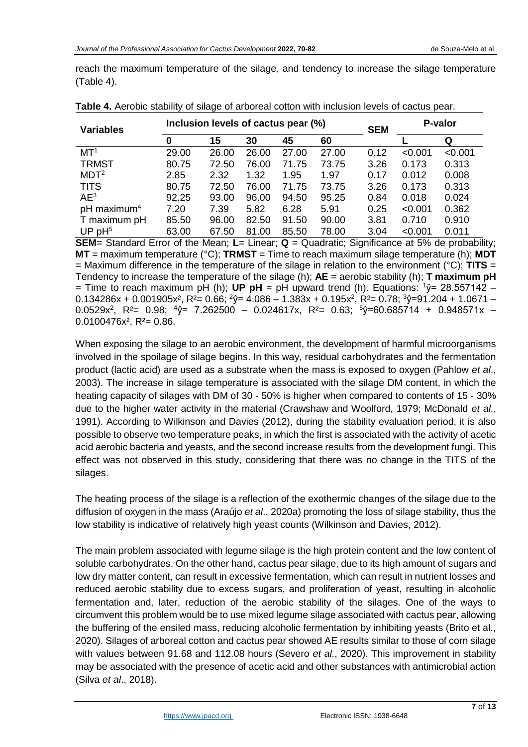reach the maximum temperature of the silage, and tendency to increase the silage temperature (Table 4).

**Table 4.** Aerobic stability of silage of arboreal cotton with inclusion levels of cactus pear.

| Variables | Inclusion levels of cactus pear (%) | | | | | SEM | P-valor | |
|---|---|---|---|---|---|---|---|---|
| | 0 | 15 | 30 | 45 | 60 | | L | Q |
| MT[1] | 29.00 | 26.00 | 26.00 | 27.00 | 27.00 | 0.12 | <0.001 | <0.001 |
| TRMST | 80.75 | 72.50 | 76.00 | 71.75 | 73.75 | 3.26 | 0.173 | 0.313 |
| MDT[2] | 2.85 | 2.32 | 1.32 | 1.95 | 1.97 | 0.17 | 0.012 | 0.008 |
| TITS | 80.75 | 72.50 | 76.00 | 71.75 | 73.75 | 3.26 | 0.173 | 0.313 |
| AE[3] | 92.25 | 93.00 | 96.00 | 94.50 | 95.25 | 0.84 | 0.018 | 0.024 |
| pH maximum[4] | 7.20 | 7.39 | 5.82 | 6.28 | 5.91 | 0.25 | <0.001 | 0.362 |
| T maximum pH | 85.50 | 96.00 | 82.50 | 91.50 | 90.00 | 3.81 | 0.710 | 0.910 |
| UP pH[5] | 63.00 | 67.50 | 81.00 | 85.50 | 78.00 | 3.04 | <0.001 | 0.011 |

**SEM**= Standard Error of the Mean; **L**= Linear; **Q** = Quadratic; Significance at 5% de probability; **MT** = maximum temperature (°C); **TRMST** = Time to reach maximum silage temperature (h); **MDT** = Maximum difference in the temperature of the silage in relation to the environment (°C); **TITS** = Tendency to increase the temperature of the silage (h); **AE** = aerobic stability (h); **T maximum pH** = Time to reach maximum pH (h); **UP pH** = pH upward trend (h). Equations: [1]$\hat{y}= 28.557142 - 0.134286x + 0.001905x^2$, $R^2= 0.66$; [2]$\hat{y}= 4.086 - 1.383x + 0.195x^2$, $R^2= 0.78$; [3]$\hat{y}=91.204 + 1.0671 - 0.0529x^2$, $R^2= 0.98$; [4]$\hat{y}= 7.262500 - 0.024617x$, $R^2= 0.63$; [5]$\hat{y}=60.685714 + 0.948571x - 0.0100476x^2$, $R^2= 0.86$.

When exposing the silage to an aerobic environment, the development of harmful microorganisms involved in the spoilage of silage begins. In this way, residual carbohydrates and the fermentation product (lactic acid) are used as a substrate when the mass is exposed to oxygen (Pahlow *et al*., 2003). The increase in silage temperature is associated with the silage DM content, in which the heating capacity of silages with DM of 30 - 50% is higher when compared to contents of 15 - 30% due to the higher water activity in the material (Crawshaw and Woolford, 1979; McDonald *et al*., 1991). According to Wilkinson and Davies (2012), during the stability evaluation period, it is also possible to observe two temperature peaks, in which the first is associated with the activity of acetic acid aerobic bacteria and yeasts, and the second increase results from the development fungi. This effect was not observed in this study, considering that there was no change in the TITS of the silages.

The heating process of the silage is a reflection of the exothermic changes of the silage due to the diffusion of oxygen in the mass (Araújo *et al*., 2020a) promoting the loss of silage stability, thus the low stability is indicative of relatively high yeast counts (Wilkinson and Davies, 2012).

The main problem associated with legume silage is the high protein content and the low content of soluble carbohydrates. On the other hand, cactus pear silage, due to its high amount of sugars and low dry matter content, can result in excessive fermentation, which can result in nutrient losses and reduced aerobic stability due to excess sugars, and proliferation of yeast, resulting in alcoholic fermentation and, later, reduction of the aerobic stability of the silages. One of the ways to circumvent this problem would be to use mixed legume silage associated with cactus pear, allowing the buffering of the ensiled mass, reducing alcoholic fermentation by inhibiting yeasts (Brito et al., 2020). Silages of arboreal cotton and cactus pear showed AE results similar to those of corn silage with values between 91.68 and 112.08 hours (Severo *et al*., 2020). This improvement in stability may be associated with the presence of acetic acid and other substances with antimicrobial action (Silva *et al*., 2018).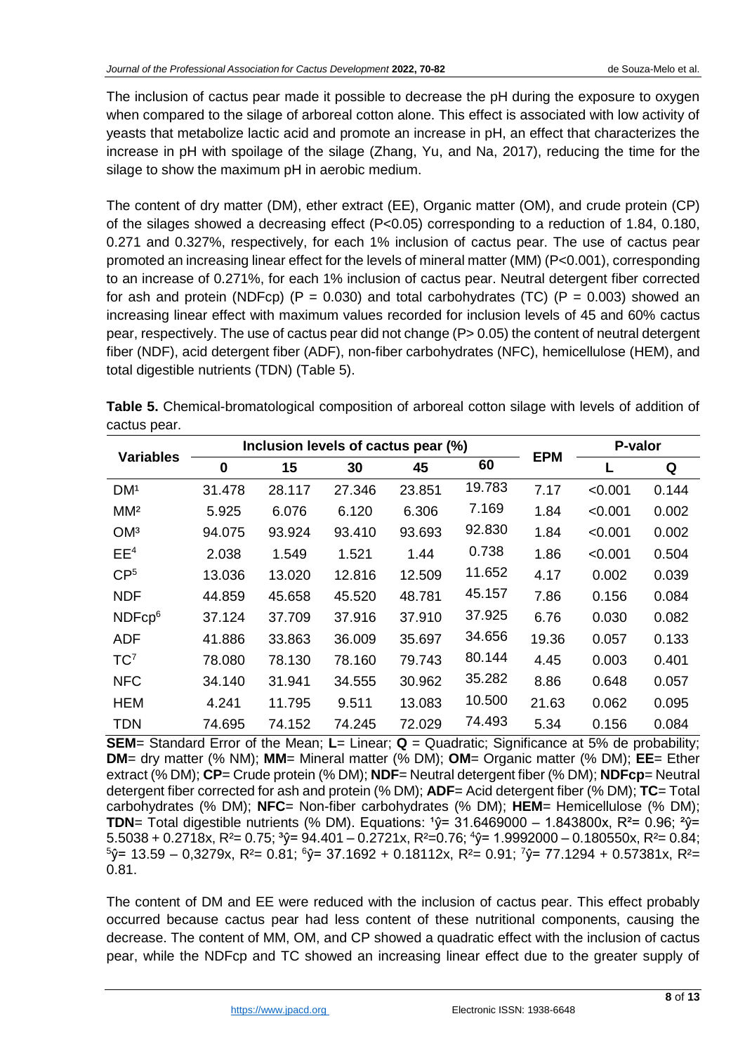The inclusion of cactus pear made it possible to decrease the pH during the exposure to oxygen when compared to the silage of arboreal cotton alone. This effect is associated with low activity of yeasts that metabolize lactic acid and promote an increase in pH, an effect that characterizes the increase in pH with spoilage of the silage (Zhang, Yu, and Na, 2017), reducing the time for the silage to show the maximum pH in aerobic medium.

The content of dry matter (DM), ether extract (EE), Organic matter (OM), and crude protein (CP) of the silages showed a decreasing effect ($P<0.05$) corresponding to a reduction of 1.84, 0.180, 0.271 and 0.327%, respectively, for each 1% inclusion of cactus pear. The use of cactus pear promoted an increasing linear effect for the levels of mineral matter (MM) ($P<0.001$), corresponding to an increase of 0.271%, for each 1% inclusion of cactus pear. Neutral detergent fiber corrected for ash and protein (NDFcp) ($P = 0.030$) and total carbohydrates (TC) ($P = 0.003$) showed an increasing linear effect with maximum values recorded for inclusion levels of 45 and 60% cactus pear, respectively. The use of cactus pear did not change ($P> 0.05$) the content of neutral detergent fiber (NDF), acid detergent fiber (ADF), non-fiber carbohydrates (NFC), hemicellulose (HEM), and total digestible nutrients (TDN) (Table 5).

**Table 5.** Chemical-bromatological composition of arboreal cotton silage with levels of addition of cactus pear.

| Variables | Inclusion levels of cactus pear (%) | | | | | EPM | P-valor | |
|---|---|---|---|---|---|---|---|---|
| | **0** | **15** | **30** | **45** | **60** | | **L** | **Q** |
| DM[1] | 31.478 | 28.117 | 27.346 | 23.851 | 19.783 | 7.17 | <0.001 | 0.144 |
| MM[2] | 5.925 | 6.076 | 6.120 | 6.306 | 7.169 | 1.84 | <0.001 | 0.002 |
| OM[3] | 94.075 | 93.924 | 93.410 | 93.693 | 92.830 | 1.84 | <0.001 | 0.002 |
| EE[4] | 2.038 | 1.549 | 1.521 | 1.44 | 0.738 | 1.86 | <0.001 | 0.504 |
| CP[5] | 13.036 | 13.020 | 12.816 | 12.509 | 11.652 | 4.17 | 0.002 | 0.039 |
| NDF | 44.859 | 45.658 | 45.520 | 48.781 | 45.157 | 7.86 | 0.156 | 0.084 |
| NDFcp[6] | 37.124 | 37.709 | 37.916 | 37.910 | 37.925 | 6.76 | 0.030 | 0.082 |
| ADF | 41.886 | 33.863 | 36.009 | 35.697 | 34.656 | 19.36 | 0.057 | 0.133 |
| TC[7] | 78.080 | 78.130 | 78.160 | 79.743 | 80.144 | 4.45 | 0.003 | 0.401 |
| NFC | 34.140 | 31.941 | 34.555 | 30.962 | 35.282 | 8.86 | 0.648 | 0.057 |
| HEM | 4.241 | 11.795 | 9.511 | 13.083 | 10.500 | 21.63 | 0.062 | 0.095 |
| TDN | 74.695 | 74.152 | 74.245 | 72.029 | 74.493 | 5.34 | 0.156 | 0.084 |

**SEM**= Standard Error of the Mean; **L**= Linear; **Q** = Quadratic; Significance at 5% de probability; **DM**= dry matter (% NM); **MM**= Mineral matter (% DM); **OM**= Organic matter (% DM); **EE**= Ether extract (% DM); **CP**= Crude protein (% DM); **NDF**= Neutral detergent fiber (% DM); **NDFcp**= Neutral detergent fiber corrected for ash and protein (% DM); **ADF**= Acid detergent fiber (% DM); **TC**= Total carbohydrates (% DM); **NFC**= Non-fiber carbohydrates (% DM); **HEM**= Hemicellulose (% DM); **TDN**= Total digestible nutrients (% DM). Equations: [1]$\hat{y}$= 31.6469000 – 1.843800x, $R^2$= 0.96; [2]$\hat{y}$= 5.5038 + 0.2718x, $R^2$= 0.75; [3]$\hat{y}$= 94.401 – 0.2721x, $R^2$=0.76; [4]$\hat{y}$= 1.9992000 – 0.180550x, $R^2$= 0.84; [5]$\hat{y}$= 13.59 – 0,3279x, $R^2$= 0.81; [6]$\hat{y}$= 37.1692 + 0.18112x, $R^2$= 0.91; [7]$\hat{y}$= 77.1294 + 0.57381x, $R^2$= 0.81.

The content of DM and EE were reduced with the inclusion of cactus pear. This effect probably occurred because cactus pear had less content of these nutritional components, causing the decrease. The content of MM, OM, and CP showed a quadratic effect with the inclusion of cactus pear, while the NDFcp and TC showed an increasing linear effect due to the greater supply of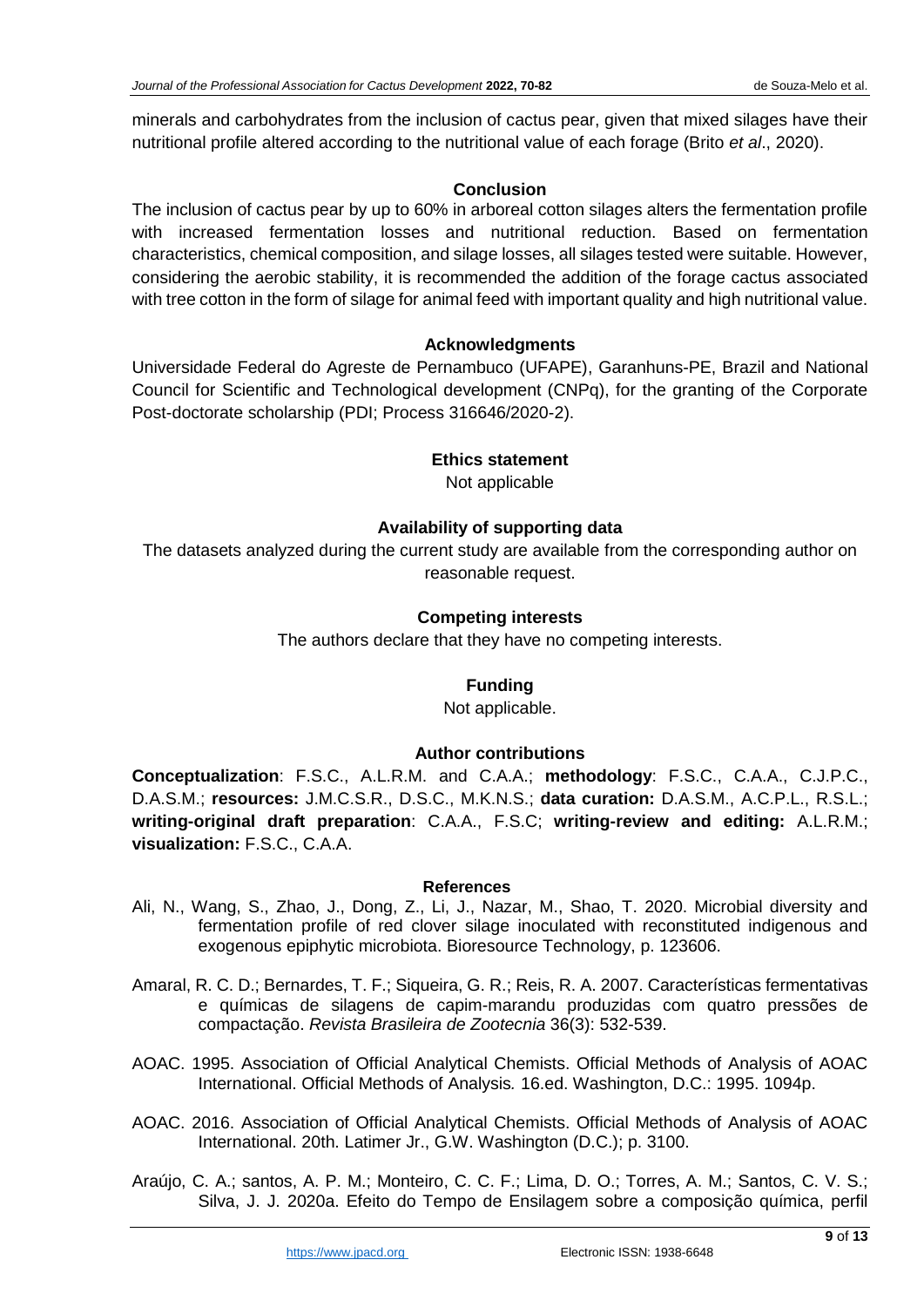minerals and carbohydrates from the inclusion of cactus pear, given that mixed silages have their nutritional profile altered according to the nutritional value of each forage (Brito *et al*., 2020).

## Conclusion

The inclusion of cactus pear by up to 60% in arboreal cotton silages alters the fermentation profile with increased fermentation losses and nutritional reduction. Based on fermentation characteristics, chemical composition, and silage losses, all silages tested were suitable. However, considering the aerobic stability, it is recommended the addition of the forage cactus associated with tree cotton in the form of silage for animal feed with important quality and high nutritional value.

## Acknowledgments

Universidade Federal do Agreste de Pernambuco (UFAPE), Garanhuns-PE, Brazil and National Council for Scientific and Technological development (CNPq), for the granting of the Corporate Post-doctorate scholarship (PDI; Process 316646/2020-2).

## Ethics statement

Not applicable

## Availability of supporting data

The datasets analyzed during the current study are available from the corresponding author on reasonable request.

## Competing interests

The authors declare that they have no competing interests.

## Funding

Not applicable.

## Author contributions

**Conceptualization**: F.S.C., A.L.R.M. and C.A.A.; **methodology**: F.S.C., C.A.A., C.J.P.C., D.A.S.M.; **resources:** J.M.C.S.R., D.S.C., M.K.N.S.; **data curation:** D.A.S.M., A.C.P.L., R.S.L.; **writing-original draft preparation**: C.A.A., F.S.C; **writing-review and editing:** A.L.R.M.; **visualization:** F.S.C., C.A.A.

## References

Ali, N., Wang, S., Zhao, J., Dong, Z., Li, J., Nazar, M., Shao, T. 2020. Microbial diversity and fermentation profile of red clover silage inoculated with reconstituted indigenous and exogenous epiphytic microbiota. Bioresource Technology, p. 123606.

Amaral, R. C. D.; Bernardes, T. F.; Siqueira, G. R.; Reis, R. A. 2007. Características fermentativas e químicas de silagens de capim-marandu produzidas com quatro pressões de compactação. *Revista Brasileira de Zootecnia* 36(3): 532-539.

AOAC. 1995. Association of Official Analytical Chemists. Official Methods of Analysis of AOAC International. Official Methods of Analysis*.* 16.ed. Washington, D.C.: 1995. 1094p.

AOAC. 2016. Association of Official Analytical Chemists. Official Methods of Analysis of AOAC International. 20th. Latimer Jr., G.W. Washington (D.C.); p. 3100.

Araújo, C. A.; santos, A. P. M.; Monteiro, C. C. F.; Lima, D. O.; Torres, A. M.; Santos, C. V. S.; Silva, J. J. 2020a. Efeito do Tempo de Ensilagem sobre a composição química, perfil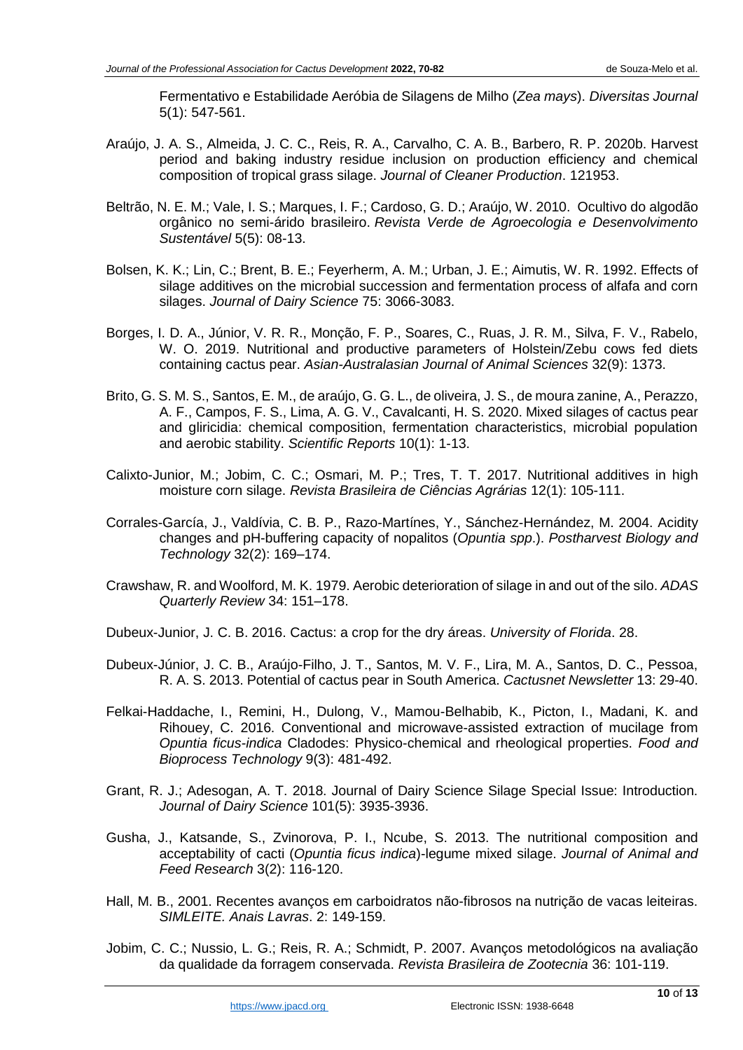Fermentativo e Estabilidade Aeróbia de Silagens de Milho (*Zea mays*). *Diversitas Journal* 5(1): 547-561.

Araújo, J. A. S., Almeida, J. C. C., Reis, R. A., Carvalho, C. A. B., Barbero, R. P. 2020b. Harvest period and baking industry residue inclusion on production efficiency and chemical composition of tropical grass silage. *Journal of Cleaner Production*. 121953.

Beltrão, N. E. M.; Vale, I. S.; Marques, I. F.; Cardoso, G. D.; Araújo, W. 2010. Ocultivo do algodão orgânico no semi-árido brasileiro. *Revista Verde de Agroecologia e Desenvolvimento Sustentável* 5(5): 08-13.

Bolsen, K. K.; Lin, C.; Brent, B. E.; Feyerherm, A. M.; Urban, J. E.; Aimutis, W. R. 1992. Effects of silage additives on the microbial succession and fermentation process of alfafa and corn silages. *Journal of Dairy Science* 75: 3066-3083.

Borges, I. D. A., Júnior, V. R. R., Monção, F. P., Soares, C., Ruas, J. R. M., Silva, F. V., Rabelo, W. O. 2019. Nutritional and productive parameters of Holstein/Zebu cows fed diets containing cactus pear. *Asian-Australasian Journal of Animal Sciences* 32(9): 1373.

Brito, G. S. M. S., Santos, E. M., de araújo, G. G. L., de oliveira, J. S., de moura zanine, A., Perazzo, A. F., Campos, F. S., Lima, A. G. V., Cavalcanti, H. S. 2020. Mixed silages of cactus pear and gliricidia: chemical composition, fermentation characteristics, microbial population and aerobic stability. *Scientific Reports* 10(1): 1-13.

Calixto-Junior, M.; Jobim, C. C.; Osmari, M. P.; Tres, T. T. 2017. Nutritional additives in high moisture corn silage. *Revista Brasileira de Ciências Agrárias* 12(1): 105-111.

Corrales-García, J., Valdívia, C. B. P., Razo-Martínes, Y., Sánchez-Hernández, M. 2004. Acidity changes and pH-buffering capacity of nopalitos (*Opuntia spp*.). *Postharvest Biology and Technology* 32(2): 169–174.

Crawshaw, R. and Woolford, M. K. 1979. Aerobic deterioration of silage in and out of the silo. *ADAS Quarterly Review* 34: 151–178.

Dubeux-Junior, J. C. B. 2016. Cactus: a crop for the dry áreas. *University of Florida*. 28.

Dubeux-Júnior, J. C. B., Araújo-Filho, J. T., Santos, M. V. F., Lira, M. A., Santos, D. C., Pessoa, R. A. S. 2013. Potential of cactus pear in South America. *Cactusnet Newsletter* 13: 29-40.

Felkai-Haddache, I., Remini, H., Dulong, V., Mamou-Belhabib, K., Picton, I., Madani, K. and Rihouey, C. 2016. Conventional and microwave-assisted extraction of mucilage from *Opuntia ficus-indica* Cladodes: Physico-chemical and rheological properties. *Food and Bioprocess Technology* 9(3): 481-492.

Grant, R. J.; Adesogan, A. T. 2018. Journal of Dairy Science Silage Special Issue: Introduction. *Journal of Dairy Science* 101(5): 3935-3936.

Gusha, J., Katsande, S., Zvinorova, P. I., Ncube, S. 2013. The nutritional composition and acceptability of cacti (*Opuntia ficus indica*)-legume mixed silage. *Journal of Animal and Feed Research* 3(2): 116-120.

Hall, M. B., 2001. Recentes avanços em carboidratos não-fibrosos na nutrição de vacas leiteiras. *SIMLEITE. Anais Lavras*. 2: 149-159.

Jobim, C. C.; Nussio, L. G.; Reis, R. A.; Schmidt, P. 2007. Avanços metodológicos na avaliação da qualidade da forragem conservada. *Revista Brasileira de Zootecnia* 36: 101-119.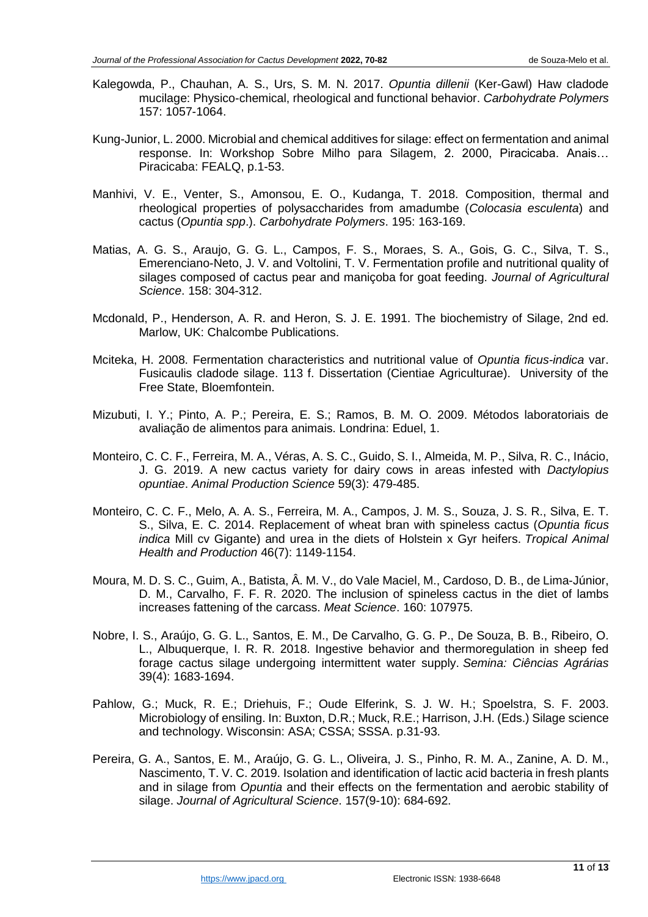Kalegowda, P., Chauhan, A. S., Urs, S. M. N. 2017. *Opuntia dillenii* (Ker-Gawl) Haw cladode mucilage: Physico-chemical, rheological and functional behavior. *Carbohydrate Polymers* 157: 1057-1064.

Kung-Junior, L. 2000. Microbial and chemical additives for silage: effect on fermentation and animal response. In: Workshop Sobre Milho para Silagem, 2. 2000, Piracicaba. Anais… Piracicaba: FEALQ, p.1-53.

Manhivi, V. E., Venter, S., Amonsou, E. O., Kudanga, T. 2018. Composition, thermal and rheological properties of polysaccharides from amadumbe (*Colocasia esculenta*) and cactus (*Opuntia spp*.). *Carbohydrate Polymers*. 195: 163-169.

Matias, A. G. S., Araujo, G. G. L., Campos, F. S., Moraes, S. A., Gois, G. C., Silva, T. S., Emerenciano-Neto, J. V. and Voltolini, T. V. Fermentation profile and nutritional quality of silages composed of cactus pear and maniçoba for goat feeding. *Journal of Agricultural Science*. 158: 304-312.

Mcdonald, P., Henderson, A. R. and Heron, S. J. E. 1991. The biochemistry of Silage, 2nd ed. Marlow, UK: Chalcombe Publications.

Mciteka, H. 2008. Fermentation characteristics and nutritional value of *Opuntia ficus-indica* var. Fusicaulis cladode silage. 113 f. Dissertation (Cientiae Agriculturae). University of the Free State, Bloemfontein.

Mizubuti, I. Y.; Pinto, A. P.; Pereira, E. S.; Ramos, B. M. O. 2009. Métodos laboratoriais de avaliação de alimentos para animais. Londrina: Eduel, 1.

Monteiro, C. C. F., Ferreira, M. A., Véras, A. S. C., Guido, S. I., Almeida, M. P., Silva, R. C., Inácio, J. G. 2019. A new cactus variety for dairy cows in areas infested with *Dactylopius opuntiae*. *Animal Production Science* 59(3): 479-485.

Monteiro, C. C. F., Melo, A. A. S., Ferreira, M. A., Campos, J. M. S., Souza, J. S. R., Silva, E. T. S., Silva, E. C. 2014. Replacement of wheat bran with spineless cactus (*Opuntia ficus indica* Mill cv Gigante) and urea in the diets of Holstein x Gyr heifers. *Tropical Animal Health and Production* 46(7): 1149-1154.

Moura, M. D. S. C., Guim, A., Batista, Â. M. V., do Vale Maciel, M., Cardoso, D. B., de Lima-Júnior, D. M., Carvalho, F. F. R. 2020. The inclusion of spineless cactus in the diet of lambs increases fattening of the carcass. *Meat Science*. 160: 107975.

Nobre, I. S., Araújo, G. G. L., Santos, E. M., De Carvalho, G. G. P., De Souza, B. B., Ribeiro, O. L., Albuquerque, I. R. R. 2018. Ingestive behavior and thermoregulation in sheep fed forage cactus silage undergoing intermittent water supply. *Semina: Ciências Agrárias* 39(4): 1683-1694.

Pahlow, G.; Muck, R. E.; Driehuis, F.; Oude Elferink, S. J. W. H.; Spoelstra, S. F. 2003. Microbiology of ensiling. In: Buxton, D.R.; Muck, R.E.; Harrison, J.H. (Eds.) Silage science and technology. Wisconsin: ASA; CSSA; SSSA. p.31-93.

Pereira, G. A., Santos, E. M., Araújo, G. G. L., Oliveira, J. S., Pinho, R. M. A., Zanine, A. D. M., Nascimento, T. V. C. 2019. Isolation and identification of lactic acid bacteria in fresh plants and in silage from *Opuntia* and their effects on the fermentation and aerobic stability of silage. *Journal of Agricultural Science*. 157(9-10): 684-692.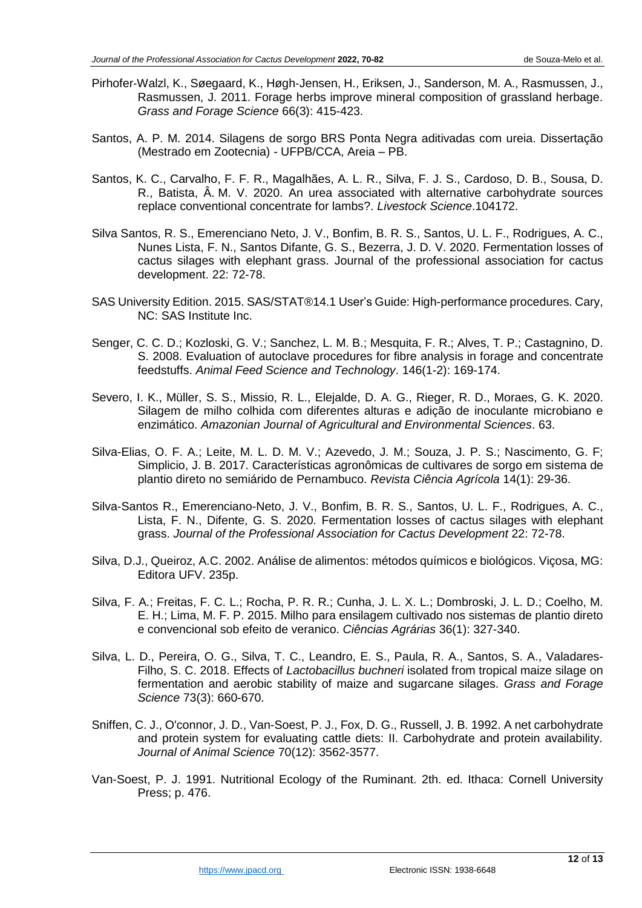Pirhofer-Walzl, K., Søegaard, K., Høgh-Jensen, H., Eriksen, J., Sanderson, M. A., Rasmussen, J., Rasmussen, J. 2011. Forage herbs improve mineral composition of grassland herbage. *Grass and Forage Science* 66(3): 415-423.

Santos, A. P. M. 2014. Silagens de sorgo BRS Ponta Negra aditivadas com ureia. Dissertação (Mestrado em Zootecnia) - UFPB/CCA, Areia – PB.

Santos, K. C., Carvalho, F. F. R., Magalhães, A. L. R., Silva, F. J. S., Cardoso, D. B., Sousa, D. R., Batista, Â. M. V. 2020. An urea associated with alternative carbohydrate sources replace conventional concentrate for lambs?. *Livestock Science*.104172.

Silva Santos, R. S., Emerenciano Neto, J. V., Bonfim, B. R. S., Santos, U. L. F., Rodrigues, A. C., Nunes Lista, F. N., Santos Difante, G. S., Bezerra, J. D. V. 2020. Fermentation losses of cactus silages with elephant grass. Journal of the professional association for cactus development. 22: 72-78.

SAS University Edition. 2015. SAS/STAT®14.1 User's Guide: High-performance procedures. Cary, NC: SAS Institute Inc.

Senger, C. C. D.; Kozloski, G. V.; Sanchez, L. M. B.; Mesquita, F. R.; Alves, T. P.; Castagnino, D. S. 2008. Evaluation of autoclave procedures for fibre analysis in forage and concentrate feedstuffs. *Animal Feed Science and Technology*. 146(1-2): 169-174.

Severo, I. K., Müller, S. S., Missio, R. L., Elejalde, D. A. G., Rieger, R. D., Moraes, G. K. 2020. Silagem de milho colhida com diferentes alturas e adição de inoculante microbiano e enzimático. *Amazonian Journal of Agricultural and Environmental Sciences*. 63.

Silva-Elias, O. F. A.; Leite, M. L. D. M. V.; Azevedo, J. M.; Souza, J. P. S.; Nascimento, G. F; Simplicio, J. B. 2017. Características agronômicas de cultivares de sorgo em sistema de plantio direto no semiárido de Pernambuco. *Revista Ciência Agrícola* 14(1): 29-36.

Silva-Santos R., Emerenciano-Neto, J. V., Bonfim, B. R. S., Santos, U. L. F., Rodrigues, A. C., Lista, F. N., Difente, G. S. 2020. Fermentation losses of cactus silages with elephant grass. *Journal of the Professional Association for Cactus Development* 22: 72-78.

Silva, D.J., Queiroz, A.C. 2002. Análise de alimentos: métodos químicos e biológicos. Viçosa, MG: Editora UFV. 235p.

Silva, F. A.; Freitas, F. C. L.; Rocha, P. R. R.; Cunha, J. L. X. L.; Dombroski, J. L. D.; Coelho, M. E. H.; Lima, M. F. P. 2015. Milho para ensilagem cultivado nos sistemas de plantio direto e convencional sob efeito de veranico. *Ciências Agrárias* 36(1): 327-340.

Silva, L. D., Pereira, O. G., Silva, T. C., Leandro, E. S., Paula, R. A., Santos, S. A., Valadares-Filho, S. C. 2018. Effects of *Lactobacillus buchneri* isolated from tropical maize silage on fermentation and aerobic stability of maize and sugarcane silages. *Grass and Forage Science* 73(3): 660-670.

Sniffen, C. J., O'connor, J. D., Van-Soest, P. J., Fox, D. G., Russell, J. B. 1992. A net carbohydrate and protein system for evaluating cattle diets: II. Carbohydrate and protein availability. *Journal of Animal Science* 70(12): 3562-3577.

Van-Soest, P. J. 1991. Nutritional Ecology of the Ruminant. 2th. ed. Ithaca: Cornell University Press; p. 476.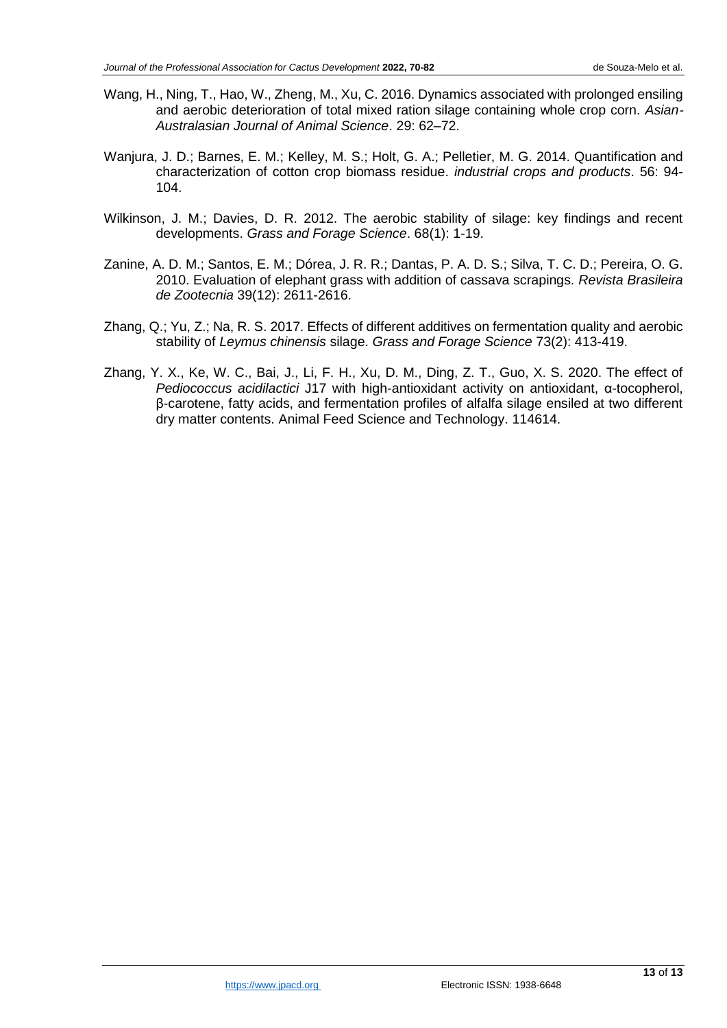Wang, H., Ning, T., Hao, W., Zheng, M., Xu, C. 2016. Dynamics associated with prolonged ensiling and aerobic deterioration of total mixed ration silage containing whole crop corn. *Asian-Australasian Journal of Animal Science*. 29: 62–72.

Wanjura, J. D.; Barnes, E. M.; Kelley, M. S.; Holt, G. A.; Pelletier, M. G. 2014. Quantification and characterization of cotton crop biomass residue. *industrial crops and products*. 56: 94-104.

Wilkinson, J. M.; Davies, D. R. 2012. The aerobic stability of silage: key findings and recent developments. *Grass and Forage Science*. 68(1): 1-19.

Zanine, A. D. M.; Santos, E. M.; Dórea, J. R. R.; Dantas, P. A. D. S.; Silva, T. C. D.; Pereira, O. G. 2010. Evaluation of elephant grass with addition of cassava scrapings. *Revista Brasileira de Zootecnia* 39(12): 2611-2616.

Zhang, Q.; Yu, Z.; Na, R. S. 2017. Effects of different additives on fermentation quality and aerobic stability of *Leymus chinensis* silage. *Grass and Forage Science* 73(2): 413-419.

Zhang, Y. X., Ke, W. C., Bai, J., Li, F. H., Xu, D. M., Ding, Z. T., Guo, X. S. 2020. The effect of *Pediococcus acidilactici* J17 with high-antioxidant activity on antioxidant, α-tocopherol, β-carotene, fatty acids, and fermentation profiles of alfalfa silage ensiled at two different dry matter contents. Animal Feed Science and Technology. 114614.